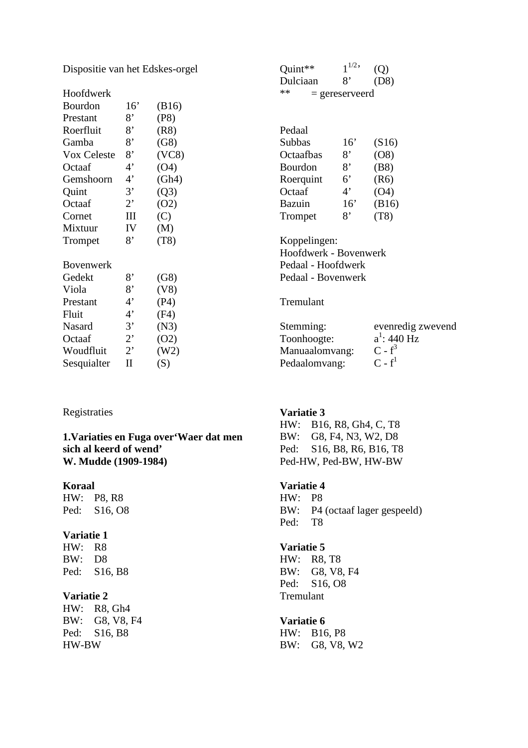# Dispositie van het Edskes-orgel

| Hoofdwerk | | |
|---|---|---|
| Bourdon | 16’ | (B16) |
| Prestant | 8’ | (P8) |
| Roerfluit | 8’ | (R8) |
| Gamba | 8’ | (G8) |
| Vox Celeste | 8’ | (VC8) |
| Octaaf | 4’ | (O4) |
| Gemshoorn | 4’ | (Gh4) |
| Quint | 3’ | (Q3) |
| Octaaf | 2’ | (O2) |
| Cornet | III | (C) |
| Mixtuur | IV | (M) |
| Trompet | 8’ | (T8) |

| Bovenwerk | | |
|---|---|---|
| Gedekt | 8’ | (G8) |
| Viola | 8’ | (V8) |
| Prestant | 4’ | (P4) |
| Fluit | 4’ | (F4) |
| Nasard | 3’ | (N3) |
| Octaaf | 2’ | (O2) |
| Woudfluit | 2’ | (W2) |
| Sesquialter | II | (S) |
| Quint** | $1^{1/2}$’ | (Q) |
| Dulciaan | 8’ | (D8) |

** = gereserveerd

| Pedaal | | |
|---|---|---|
| Subbas | 16’ | (S16) |
| Octaafbas | 8’ | (O8) |
| Bourdon | 8’ | (B8) |
| Roerquint | 6’ | (R6) |
| Octaaf | 4’ | (O4) |
| Bazuin | 16’ | (B16) |
| Trompet | 8’ | (T8) |

Koppelingen:
Hoofdwerk - Bovenwerk
Pedaal - Hoofdwerk
Pedaal - Bovenwerk

Tremulant

| | |
|---|---|
| Stemming: | evenredig zwevend |
| Toonhoogte: | $a^1$: 440 Hz |
| Manuaalomvang: | C - $f^3$ |
| Pedaalomvang: | C - $f^1$ |

# Registraties

## 1. Variaties en Fuga over ‘Waer dat men sich al keerd of wend’ W. Mudde (1909-1984)

**Koraal**
HW: P8, R8
Ped: S16, O8

**Variatie 1**
HW: R8
BW: D8
Ped: S16, B8

**Variatie 2**
HW: R8, Gh4
BW: G8, V8, F4
Ped: S16, B8
HW-BW

**Variatie 3**
HW: B16, R8, Gh4, C, T8
BW: G8, F4, N3, W2, D8
Ped: S16, B8, R6, B16, T8
Ped-HW, Ped-BW, HW-BW

**Variatie 4**
HW: P8
BW: P4 (octaaf lager gespeeld)
Ped: T8

**Variatie 5**
HW: R8, T8
BW: G8, V8, F4
Ped: S16, O8
Tremulant

**Variatie 6**
HW: B16, P8
BW: G8, V8, W2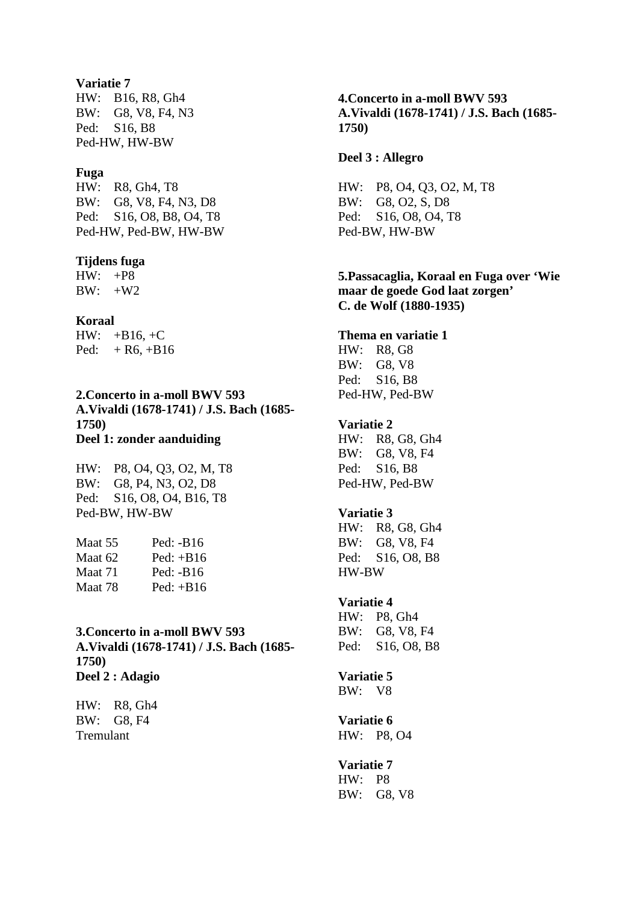**Variatie 7**
HW: B16, R8, Gh4
BW: G8, V8, F4, N3
Ped: S16, B8
Ped-HW, HW-BW

**Fuga**
HW: R8, Gh4, T8
BW: G8, V8, F4, N3, D8
Ped: S16, O8, B8, O4, T8
Ped-HW, Ped-BW, HW-BW

**Tijdens fuga**
HW: +P8
BW: +W2

**Koraal**
HW: +B16, +C
Ped: + R6, +B16

**2.Concerto in a-moll BWV 593**
**A.Vivaldi (1678-1741) / J.S. Bach (1685-1750)**
**Deel 1: zonder aanduiding**

HW: P8, O4, Q3, O2, M, T8
BW: G8, P4, N3, O2, D8
Ped: S16, O8, O4, B16, T8
Ped-BW, HW-BW

| | |
|---|---|
| Maat 55 | Ped: -B16 |
| Maat 62 | Ped: +B16 |
| Maat 71 | Ped: -B16 |
| Maat 78 | Ped: +B16 |

**3.Concerto in a-moll BWV 593**
**A.Vivaldi (1678-1741) / J.S. Bach (1685-1750)**
**Deel 2 : Adagio**

HW: R8, Gh4
BW: G8, F4
Tremulant

**4.Concerto in a-moll BWV 593**
**A.Vivaldi (1678-1741) / J.S. Bach (1685-1750)**

**Deel 3 : Allegro**

HW: P8, O4, Q3, O2, M, T8
BW: G8, O2, S, D8
Ped: S16, O8, O4, T8
Ped-BW, HW-BW

**5.Passacaglia, Koraal en Fuga over 'Wie maar de goede God laat zorgen'**
**C. de Wolf (1880-1935)**

**Thema en variatie 1**
HW: R8, G8
BW: G8, V8
Ped: S16, B8
Ped-HW, Ped-BW

**Variatie 2**
HW: R8, G8, Gh4
BW: G8, V8, F4
Ped: S16, B8
Ped-HW, Ped-BW

**Variatie 3**
HW: R8, G8, Gh4
BW: G8, V8, F4
Ped: S16, O8, B8
HW-BW

**Variatie 4**
HW: P8, Gh4
BW: G8, V8, F4
Ped: S16, O8, B8

**Variatie 5**
BW: V8

**Variatie 6**
HW: P8, O4

**Variatie 7**
HW: P8
BW: G8, V8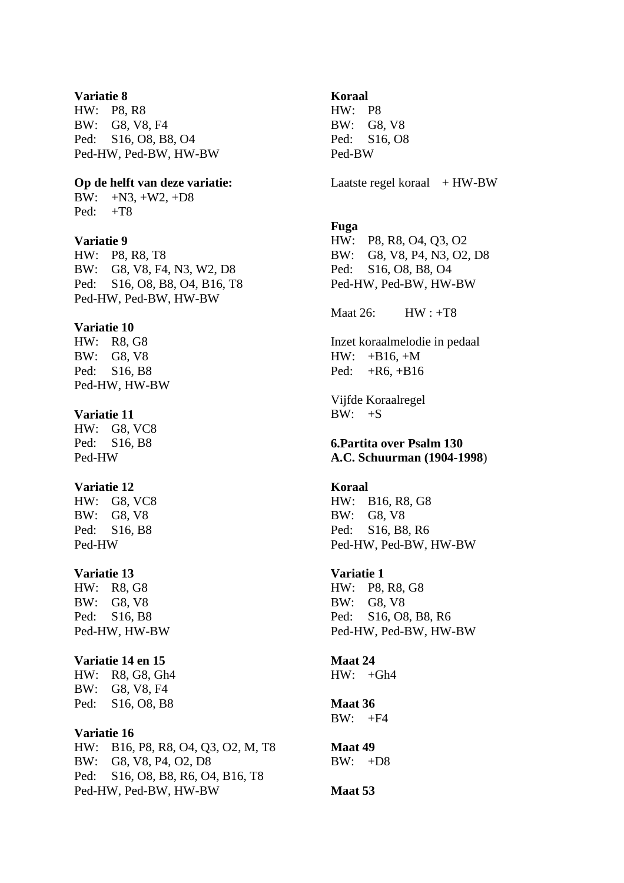**Variatie 8**
HW: P8, R8
BW: G8, V8, F4
Ped: S16, O8, B8, O4
Ped-HW, Ped-BW, HW-BW

**Op de helft van deze variatie:**
BW: +N3, +W2, +D8
Ped: +T8

**Variatie 9**
HW: P8, R8, T8
BW: G8, V8, F4, N3, W2, D8
Ped: S16, O8, B8, O4, B16, T8
Ped-HW, Ped-BW, HW-BW

**Variatie 10**
HW: R8, G8
BW: G8, V8
Ped: S16, B8
Ped-HW, HW-BW

**Variatie 11**
HW: G8, VC8
Ped: S16, B8
Ped-HW

**Variatie 12**
HW: G8, VC8
BW: G8, V8
Ped: S16, B8
Ped-HW

**Variatie 13**
HW: R8, G8
BW: G8, V8
Ped: S16, B8
Ped-HW, HW-BW

**Variatie 14 en 15**
HW: R8, G8, Gh4
BW: G8, V8, F4
Ped: S16, O8, B8

**Variatie 16**
HW: B16, P8, R8, O4, Q3, O2, M, T8
BW: G8, V8, P4, O2, D8
Ped: S16, O8, B8, R6, O4, B16, T8
Ped-HW, Ped-BW, HW-BW

**Koraal**
HW: P8
BW: G8, V8
Ped: S16, O8
Ped-BW

Laatste regel koraal + HW-BW

**Fuga**
HW: P8, R8, O4, Q3, O2
BW: G8, V8, P4, N3, O2, D8
Ped: S16, O8, B8, O4
Ped-HW, Ped-BW, HW-BW

Maat 26: HW : +T8

Inzet koraalmelodie in pedaal
HW: +B16, +M
Ped: +R6, +B16

Vijfde Koraalregel
BW: +S

**6.Partita over Psalm 130**
**A.C. Schuurman (1904-1998)**

**Koraal**
HW: B16, R8, G8
BW: G8, V8
Ped: S16, B8, R6
Ped-HW, Ped-BW, HW-BW

**Variatie 1**
HW: P8, R8, G8
BW: G8, V8
Ped: S16, O8, B8, R6
Ped-HW, Ped-BW, HW-BW

**Maat 24**
HW: +Gh4

**Maat 36**
BW: +F4

**Maat 49**
BW: +D8

**Maat 53**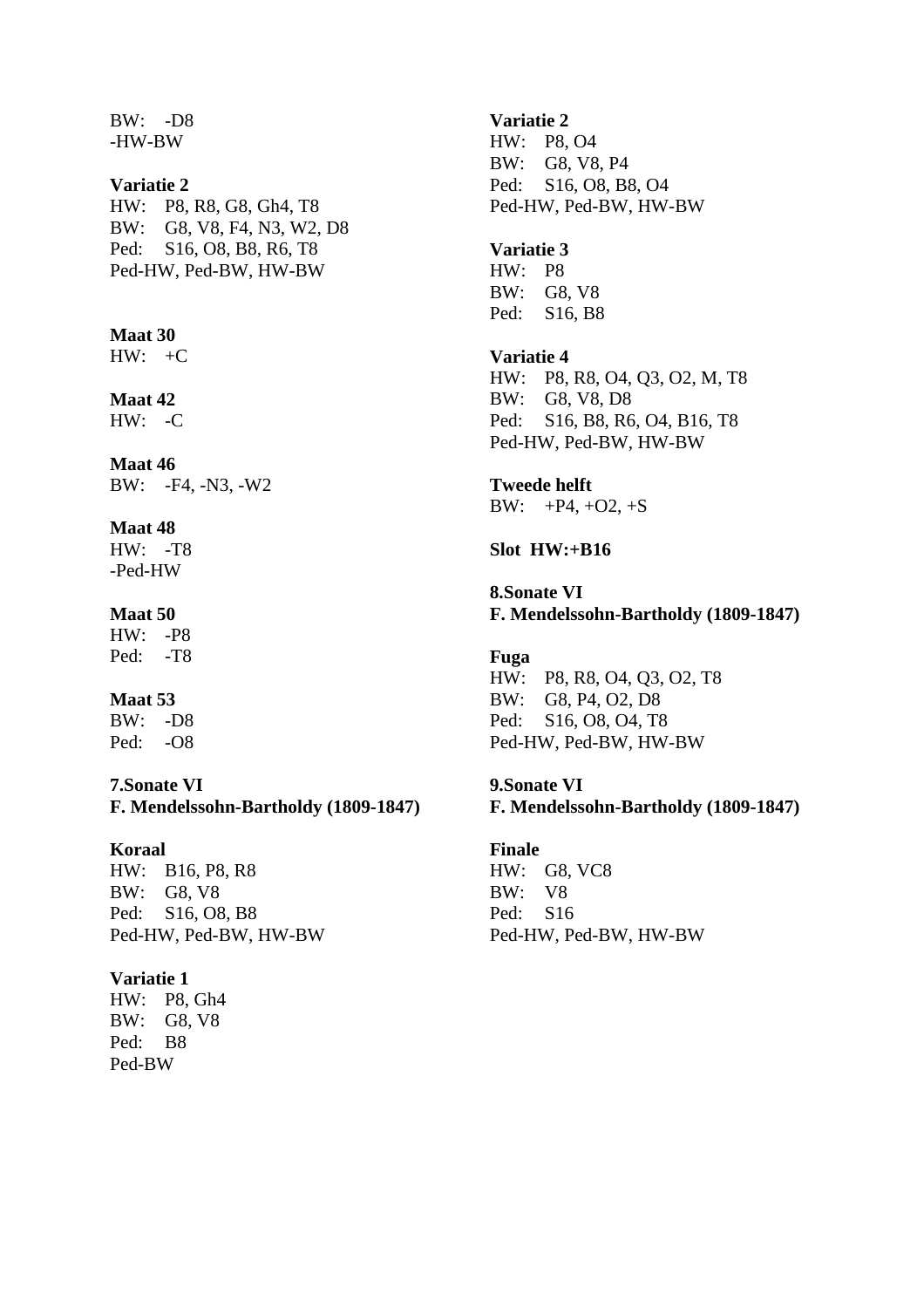BW: -D8
-HW-BW

**Variatie 2**
HW: P8, R8, G8, Gh4, T8
BW: G8, V8, F4, N3, W2, D8
Ped: S16, O8, B8, R6, T8
Ped-HW, Ped-BW, HW-BW

**Maat 30**
HW: +C

**Maat 42**
HW: -C

**Maat 46**
BW: -F4, -N3, -W2

**Maat 48**
HW: -T8
-Ped-HW

**Maat 50**
HW: -P8
Ped: -T8

**Maat 53**
BW: -D8
Ped: -O8

**7.Sonate VI**
**F. Mendelssohn-Bartholdy (1809-1847)**

**Koraal**
HW: B16, P8, R8
BW: G8, V8
Ped: S16, O8, B8
Ped-HW, Ped-BW, HW-BW

**Variatie 1**
HW: P8, Gh4
BW: G8, V8
Ped: B8
Ped-BW

**Variatie 2**
HW: P8, O4
BW: G8, V8, P4
Ped: S16, O8, B8, O4
Ped-HW, Ped-BW, HW-BW

**Variatie 3**
HW: P8
BW: G8, V8
Ped: S16, B8

**Variatie 4**
HW: P8, R8, O4, Q3, O2, M, T8
BW: G8, V8, D8
Ped: S16, B8, R6, O4, B16, T8
Ped-HW, Ped-BW, HW-BW

**Tweede helft**
BW: +P4, +O2, +S

**Slot HW:+B16**

**8.Sonate VI**
**F. Mendelssohn-Bartholdy (1809-1847)**

**Fuga**
HW: P8, R8, O4, Q3, O2, T8
BW: G8, P4, O2, D8
Ped: S16, O8, O4, T8
Ped-HW, Ped-BW, HW-BW

**9.Sonate VI**
**F. Mendelssohn-Bartholdy (1809-1847)**

**Finale**
HW: G8, VC8
BW: V8
Ped: S16
Ped-HW, Ped-BW, HW-BW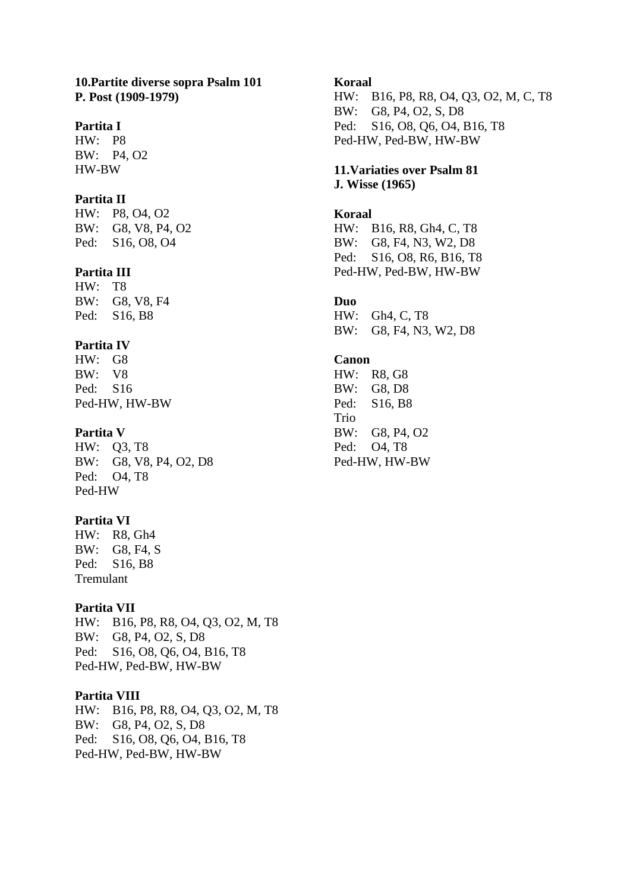**10.Partite diverse sopra Psalm 101**
**P. Post (1909-1979)**

**Partita I**
HW: P8
BW: P4, O2
HW-BW

**Partita II**
HW: P8, O4, O2
BW: G8, V8, P4, O2
Ped: S16, O8, O4

**Partita III**
HW: T8
BW: G8, V8, F4
Ped: S16, B8

**Partita IV**
HW: G8
BW: V8
Ped: S16
Ped-HW, HW-BW

**Partita V**
HW: Q3, T8
BW: G8, V8, P4, O2, D8
Ped: O4, T8
Ped-HW

**Partita VI**
HW: R8, Gh4
BW: G8, F4, S
Ped: S16, B8
Tremulant

**Partita VII**
HW: B16, P8, R8, O4, Q3, O2, M, T8
BW: G8, P4, O2, S, D8
Ped: S16, O8, Q6, O4, B16, T8
Ped-HW, Ped-BW, HW-BW

**Partita VIII**
HW: B16, P8, R8, O4, Q3, O2, M, T8
BW: G8, P4, O2, S, D8
Ped: S16, O8, Q6, O4, B16, T8
Ped-HW, Ped-BW, HW-BW

**Koraal**
HW: B16, P8, R8, O4, Q3, O2, M, C, T8
BW: G8, P4, O2, S, D8
Ped: S16, O8, Q6, O4, B16, T8
Ped-HW, Ped-BW, HW-BW

**11.Variaties over Psalm 81**
**J. Wisse (1965)**

**Koraal**
HW: B16, R8, Gh4, C, T8
BW: G8, F4, N3, W2, D8
Ped: S16, O8, R6, B16, T8
Ped-HW, Ped-BW, HW-BW

**Duo**
HW: Gh4, C, T8
BW: G8, F4, N3, W2, D8

**Canon**
HW: R8, G8
BW: G8, D8
Ped: S16, B8
Trio
BW: G8, P4, O2
Ped: O4, T8
Ped-HW, HW-BW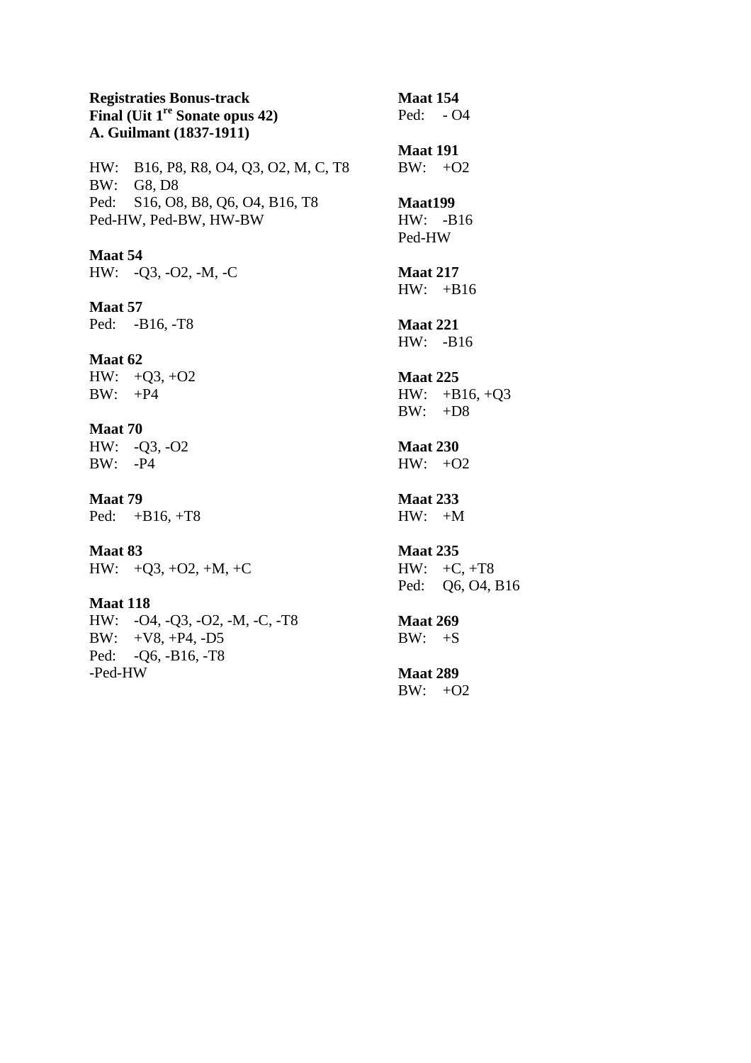**Registraties Bonus-track**
**Final (Uit 1[re] Sonate opus 42)**
**A. Guilmant (1837-1911)**

HW: B16, P8, R8, O4, Q3, O2, M, C, T8
BW: G8, D8
Ped: S16, O8, B8, Q6, O4, B16, T8
Ped-HW, Ped-BW, HW-BW

**Maat 54**
HW: -Q3, -O2, -M, -C

**Maat 57**
Ped: -B16, -T8

**Maat 62**
HW: +Q3, +O2
BW: +P4

**Maat 70**
HW: -Q3, -O2
BW: -P4

**Maat 79**
Ped: +B16, +T8

**Maat 83**
HW: +Q3, +O2, +M, +C

**Maat 118**
HW: -O4, -Q3, -O2, -M, -C, -T8
BW: +V8, +P4, -D5
Ped: -Q6, -B16, -T8
-Ped-HW

**Maat 154**
Ped: - O4

**Maat 191**
BW: +O2

**Maat199**
HW: -B16
Ped-HW

**Maat 217**
HW: +B16

**Maat 221**
HW: -B16

**Maat 225**
HW: +B16, +Q3
BW: +D8

**Maat 230**
HW: +O2

**Maat 233**
HW: +M

**Maat 235**
HW: +C, +T8
Ped: Q6, O4, B16

**Maat 269**
BW: +S

**Maat 289**
BW: +O2